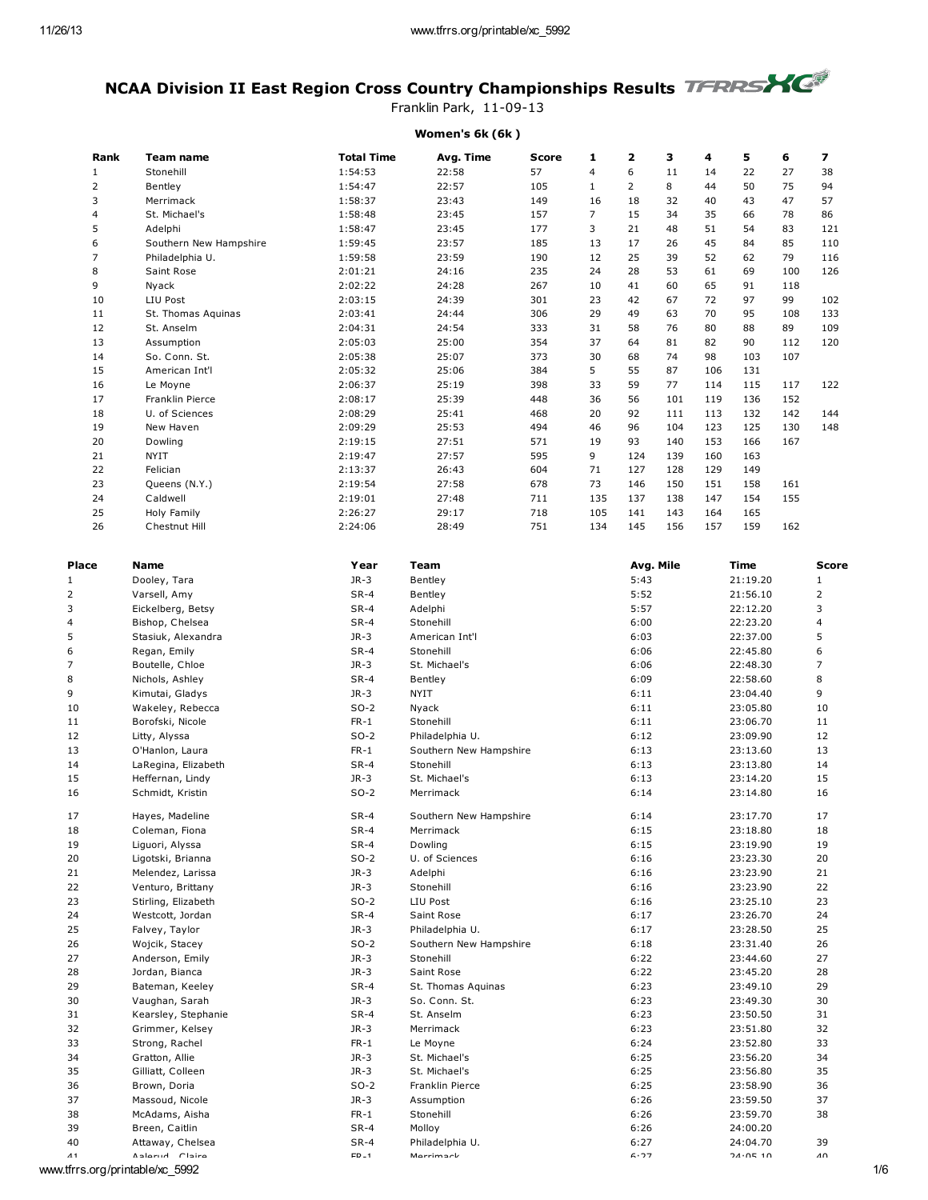# NCAA Division II East Region Cross Country Championships Results

Franklin Park, 11-09-13

## Women's 6k (6k )

| Rank | Team name | Total Time | Avg. Time | Score | 1 | 2 | 3 | 4 | 5 | 6 | 7 |
|---|---|---|---|---|---|---|---|---|---|---|---|
| 1 | Stonehill | 1:54:53 | 22:58 | 57 | 4 | 6 | 11 | 14 | 22 | 27 | 38 |
| 2 | Bentley | 1:54:47 | 22:57 | 105 | 1 | 2 | 8 | 44 | 50 | 75 | 94 |
| 3 | Merrimack | 1:58:37 | 23:43 | 149 | 16 | 18 | 32 | 40 | 43 | 47 | 57 |
| 4 | St. Michael's | 1:58:48 | 23:45 | 157 | 7 | 15 | 34 | 35 | 66 | 78 | 86 |
| 5 | Adelphi | 1:58:47 | 23:45 | 177 | 3 | 21 | 48 | 51 | 54 | 83 | 121 |
| 6 | Southern New Hampshire | 1:59:45 | 23:57 | 185 | 13 | 17 | 26 | 45 | 84 | 85 | 110 |
| 7 | Philadelphia U. | 1:59:58 | 23:59 | 190 | 12 | 25 | 39 | 52 | 62 | 79 | 116 |
| 8 | Saint Rose | 2:01:21 | 24:16 | 235 | 24 | 28 | 53 | 61 | 69 | 100 | 126 |
| 9 | Nyack | 2:02:22 | 24:28 | 267 | 10 | 41 | 60 | 65 | 91 | 118 | |
| 10 | LIU Post | 2:03:15 | 24:39 | 301 | 23 | 42 | 67 | 72 | 97 | 99 | 102 |
| 11 | St. Thomas Aquinas | 2:03:41 | 24:44 | 306 | 29 | 49 | 63 | 70 | 95 | 108 | 133 |
| 12 | St. Anselm | 2:04:31 | 24:54 | 333 | 31 | 58 | 76 | 80 | 88 | 89 | 109 |
| 13 | Assumption | 2:05:03 | 25:00 | 354 | 37 | 64 | 81 | 82 | 90 | 112 | 120 |
| 14 | So. Conn. St. | 2:05:38 | 25:07 | 373 | 30 | 68 | 74 | 98 | 103 | 107 | |
| 15 | American Int'l | 2:05:32 | 25:06 | 384 | 5 | 55 | 87 | 106 | 131 | | |
| 16 | Le Moyne | 2:06:37 | 25:19 | 398 | 33 | 59 | 77 | 114 | 115 | 117 | 122 |
| 17 | Franklin Pierce | 2:08:17 | 25:39 | 448 | 36 | 56 | 101 | 119 | 136 | 152 | |
| 18 | U. of Sciences | 2:08:29 | 25:41 | 468 | 20 | 92 | 111 | 113 | 132 | 142 | 144 |
| 19 | New Haven | 2:09:29 | 25:53 | 494 | 46 | 96 | 104 | 123 | 125 | 130 | 148 |
| 20 | Dowling | 2:19:15 | 27:51 | 571 | 19 | 93 | 140 | 153 | 166 | 167 | |
| 21 | NYIT | 2:19:47 | 27:57 | 595 | 9 | 124 | 139 | 160 | 163 | | |
| 22 | Felician | 2:13:37 | 26:43 | 604 | 71 | 127 | 128 | 129 | 149 | | |
| 23 | Queens (N.Y.) | 2:19:54 | 27:58 | 678 | 73 | 146 | 150 | 151 | 158 | 161 | |
| 24 | Caldwell | 2:19:01 | 27:48 | 711 | 135 | 137 | 138 | 147 | 154 | 155 | |
| 25 | Holy Family | 2:26:27 | 29:17 | 718 | 105 | 141 | 143 | 164 | 165 | | |
| 26 | Chestnut Hill | 2:24:06 | 28:49 | 751 | 134 | 145 | 156 | 157 | 159 | 162 | |

| Place | Name | Year | Team | Avg. Mile | Time | Score |
|---|---|---|---|---|---|---|
| 1 | Dooley, Tara | JR-3 | Bentley | 5:43 | 21:19.20 | 1 |
| 2 | Varsell, Amy | SR-4 | Bentley | 5:52 | 21:56.10 | 2 |
| 3 | Eickelberg, Betsy | SR-4 | Adelphi | 5:57 | 22:12.20 | 3 |
| 4 | Bishop, Chelsea | SR-4 | Stonehill | 6:00 | 22:23.20 | 4 |
| 5 | Stasiuk, Alexandra | JR-3 | American Int'l | 6:03 | 22:37.00 | 5 |
| 6 | Regan, Emily | SR-4 | Stonehill | 6:06 | 22:45.80 | 6 |
| 7 | Boutelle, Chloe | JR-3 | St. Michael's | 6:06 | 22:48.30 | 7 |
| 8 | Nichols, Ashley | SR-4 | Bentley | 6:09 | 22:58.60 | 8 |
| 9 | Kimutai, Gladys | JR-3 | NYIT | 6:11 | 23:04.40 | 9 |
| 10 | Wakeley, Rebecca | SO-2 | Nyack | 6:11 | 23:05.80 | 10 |
| 11 | Borofski, Nicole | FR-1 | Stonehill | 6:11 | 23:06.70 | 11 |
| 12 | Litty, Alyssa | SO-2 | Philadelphia U. | 6:12 | 23:09.90 | 12 |
| 13 | O'Hanlon, Laura | FR-1 | Southern New Hampshire | 6:13 | 23:13.60 | 13 |
| 14 | LaRegina, Elizabeth | SR-4 | Stonehill | 6:13 | 23:13.80 | 14 |
| 15 | Heffernan, Lindy | JR-3 | St. Michael's | 6:13 | 23:14.20 | 15 |
| 16 | Schmidt, Kristin | SO-2 | Merrimack | 6:14 | 23:14.80 | 16 |
| 17 | Hayes, Madeline | SR-4 | Southern New Hampshire | 6:14 | 23:17.70 | 17 |
| 18 | Coleman, Fiona | SR-4 | Merrimack | 6:15 | 23:18.80 | 18 |
| 19 | Liguori, Alyssa | SR-4 | Dowling | 6:15 | 23:19.90 | 19 |
| 20 | Ligotski, Brianna | SO-2 | U. of Sciences | 6:16 | 23:23.30 | 20 |
| 21 | Melendez, Larissa | JR-3 | Adelphi | 6:16 | 23:23.90 | 21 |
| 22 | Venturo, Brittany | JR-3 | Stonehill | 6:16 | 23:23.90 | 22 |
| 23 | Stirling, Elizabeth | SO-2 | LIU Post | 6:16 | 23:25.10 | 23 |
| 24 | Westcott, Jordan | SR-4 | Saint Rose | 6:17 | 23:26.70 | 24 |
| 25 | Falvey, Taylor | JR-3 | Philadelphia U. | 6:17 | 23:28.50 | 25 |
| 26 | Wojcik, Stacey | SO-2 | Southern New Hampshire | 6:18 | 23:31.40 | 26 |
| 27 | Anderson, Emily | JR-3 | Stonehill | 6:22 | 23:44.60 | 27 |
| 28 | Jordan, Bianca | JR-3 | Saint Rose | 6:22 | 23:45.20 | 28 |
| 29 | Bateman, Keeley | SR-4 | St. Thomas Aquinas | 6:23 | 23:49.10 | 29 |
| 30 | Vaughan, Sarah | JR-3 | So. Conn. St. | 6:23 | 23:49.30 | 30 |
| 31 | Kearsley, Stephanie | SR-4 | St. Anselm | 6:23 | 23:50.50 | 31 |
| 32 | Grimmer, Kelsey | JR-3 | Merrimack | 6:23 | 23:51.80 | 32 |
| 33 | Strong, Rachel | FR-1 | Le Moyne | 6:24 | 23:52.80 | 33 |
| 34 | Gratton, Allie | JR-3 | St. Michael's | 6:25 | 23:56.20 | 34 |
| 35 | Gilliatt, Colleen | JR-3 | St. Michael's | 6:25 | 23:56.80 | 35 |
| 36 | Brown, Doria | SO-2 | Franklin Pierce | 6:25 | 23:58.90 | 36 |
| 37 | Massoud, Nicole | JR-3 | Assumption | 6:26 | 23:59.50 | 37 |
| 38 | McAdams, Aisha | FR-1 | Stonehill | 6:26 | 23:59.70 | 38 |
| 39 | Breen, Caitlin | SR-4 | Molloy | 6:26 | 24:00.20 | |
| 40 | Attaway, Chelsea | SR-4 | Philadelphia U. | 6:27 | 24:04.70 | 39 |
| 41 | Aalerud, Claire | FR-1 | Merrimack | 6:27 | 24:05.10 | 40 |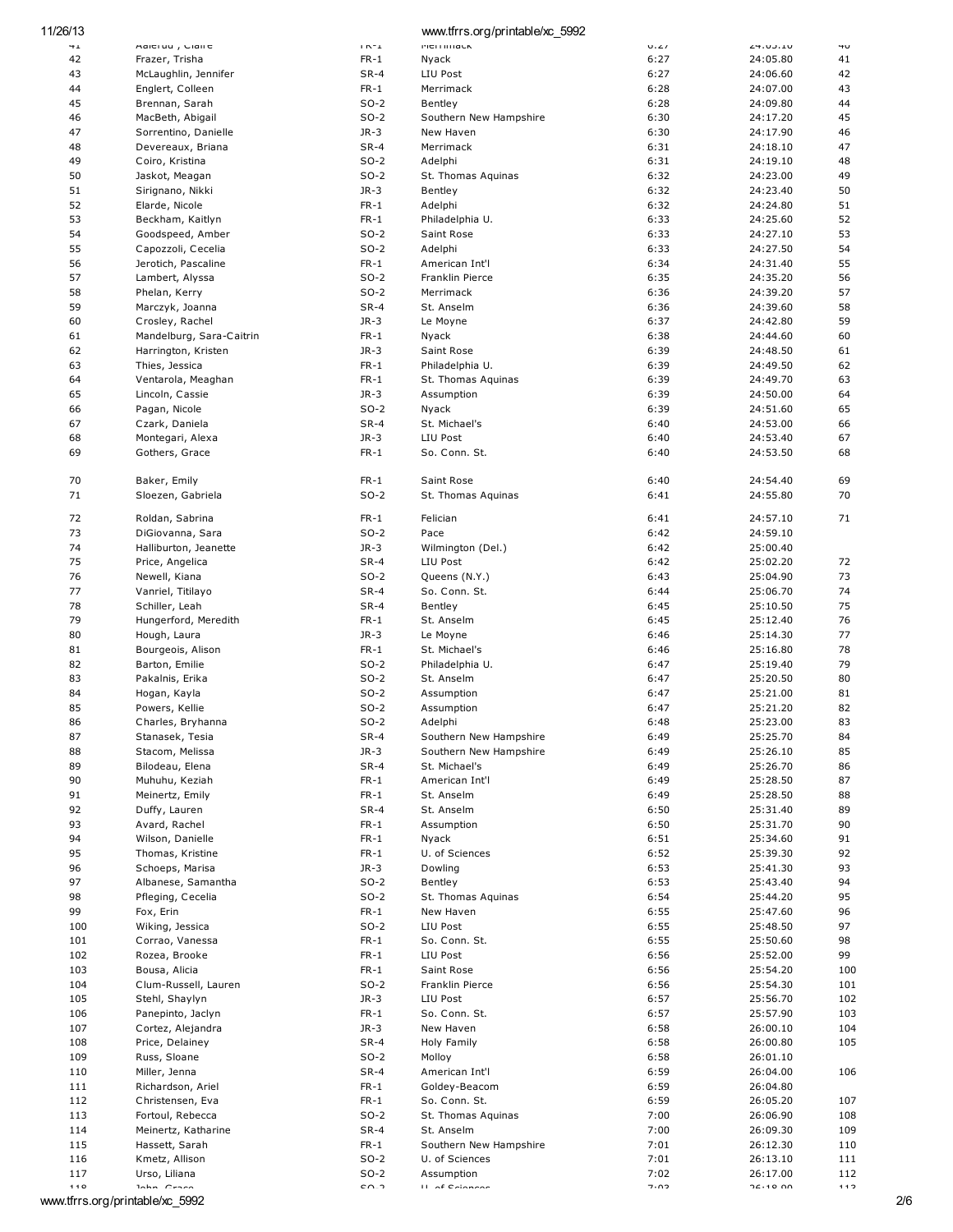| | | | | | | |
|---|---|---|---|---|---|---|
| 41 | Aalerud, Claire | FR-1 | Merrimack | 6:27 | 24:05.10 | 40 |
| 42 | Frazer, Trisha | FR-1 | Nyack | 6:27 | 24:05.80 | 41 |
| 43 | McLaughlin, Jennifer | SR-4 | LIU Post | 6:27 | 24:06.60 | 42 |
| 44 | Englert, Colleen | FR-1 | Merrimack | 6:28 | 24:07.00 | 43 |
| 45 | Brennan, Sarah | SO-2 | Bentley | 6:28 | 24:09.80 | 44 |
| 46 | MacBeth, Abigail | SO-2 | Southern New Hampshire | 6:30 | 24:17.20 | 45 |
| 47 | Sorrentino, Danielle | JR-3 | New Haven | 6:30 | 24:17.90 | 46 |
| 48 | Devereaux, Briana | SR-4 | Merrimack | 6:31 | 24:18.10 | 47 |
| 49 | Coiro, Kristina | SO-2 | Adelphi | 6:31 | 24:19.10 | 48 |
| 50 | Jaskot, Meagan | SO-2 | St. Thomas Aquinas | 6:32 | 24:23.00 | 49 |
| 51 | Sirignano, Nikki | JR-3 | Bentley | 6:32 | 24:23.40 | 50 |
| 52 | Elarde, Nicole | FR-1 | Adelphi | 6:32 | 24:24.80 | 51 |
| 53 | Beckham, Kaitlyn | FR-1 | Philadelphia U. | 6:33 | 24:25.60 | 52 |
| 54 | Goodspeed, Amber | SO-2 | Saint Rose | 6:33 | 24:27.10 | 53 |
| 55 | Capozzoli, Cecelia | SO-2 | Adelphi | 6:33 | 24:27.50 | 54 |
| 56 | Jerotich, Pascaline | FR-1 | American Int'l | 6:34 | 24:31.40 | 55 |
| 57 | Lambert, Alyssa | SO-2 | Franklin Pierce | 6:35 | 24:35.20 | 56 |
| 58 | Phelan, Kerry | SO-2 | Merrimack | 6:36 | 24:39.20 | 57 |
| 59 | Marczyk, Joanna | SR-4 | St. Anselm | 6:36 | 24:39.60 | 58 |
| 60 | Crosley, Rachel | JR-3 | Le Moyne | 6:37 | 24:42.80 | 59 |
| 61 | Mandelburg, Sara-Caitrin | FR-1 | Nyack | 6:38 | 24:44.60 | 60 |
| 62 | Harrington, Kristen | JR-3 | Saint Rose | 6:39 | 24:48.50 | 61 |
| 63 | Thies, Jessica | FR-1 | Philadelphia U. | 6:39 | 24:49.50 | 62 |
| 64 | Ventarola, Meaghan | FR-1 | St. Thomas Aquinas | 6:39 | 24:49.70 | 63 |
| 65 | Lincoln, Cassie | JR-3 | Assumption | 6:39 | 24:50.00 | 64 |
| 66 | Pagan, Nicole | SO-2 | Nyack | 6:39 | 24:51.60 | 65 |
| 67 | Czark, Daniela | SR-4 | St. Michael's | 6:40 | 24:53.00 | 66 |
| 68 | Montegari, Alexa | JR-3 | LIU Post | 6:40 | 24:53.40 | 67 |
| 69 | Gothers, Grace | FR-1 | So. Conn. St. | 6:40 | 24:53.50 | 68 |
| 70 | Baker, Emily | FR-1 | Saint Rose | 6:40 | 24:54.40 | 69 |
| 71 | Sloezen, Gabriela | SO-2 | St. Thomas Aquinas | 6:41 | 24:55.80 | 70 |
| 72 | Roldan, Sabrina | FR-1 | Felician | 6:41 | 24:57.10 | 71 |
| 73 | DiGiovanna, Sara | SO-2 | Pace | 6:42 | 24:59.10 | |
| 74 | Halliburton, Jeanette | JR-3 | Wilmington (Del.) | 6:42 | 25:00.40 | |
| 75 | Price, Angelica | SR-4 | LIU Post | 6:42 | 25:02.20 | 72 |
| 76 | Newell, Kiana | SO-2 | Queens (N.Y.) | 6:43 | 25:04.90 | 73 |
| 77 | Vanriel, Titilayo | SR-4 | So. Conn. St. | 6:44 | 25:06.70 | 74 |
| 78 | Schiller, Leah | SR-4 | Bentley | 6:45 | 25:10.50 | 75 |
| 79 | Hungerford, Meredith | FR-1 | St. Anselm | 6:45 | 25:12.40 | 76 |
| 80 | Hough, Laura | JR-3 | Le Moyne | 6:46 | 25:14.30 | 77 |
| 81 | Bourgeois, Alison | FR-1 | St. Michael's | 6:46 | 25:16.80 | 78 |
| 82 | Barton, Emilie | SO-2 | Philadelphia U. | 6:47 | 25:19.40 | 79 |
| 83 | Pakalnis, Erika | SO-2 | St. Anselm | 6:47 | 25:20.50 | 80 |
| 84 | Hogan, Kayla | SO-2 | Assumption | 6:47 | 25:21.00 | 81 |
| 85 | Powers, Kellie | SO-2 | Assumption | 6:47 | 25:21.20 | 82 |
| 86 | Charles, Bryhanna | SO-2 | Adelphi | 6:48 | 25:23.00 | 83 |
| 87 | Stanasek, Tesia | SR-4 | Southern New Hampshire | 6:49 | 25:25.70 | 84 |
| 88 | Stacom, Melissa | JR-3 | Southern New Hampshire | 6:49 | 25:26.10 | 85 |
| 89 | Bilodeau, Elena | SR-4 | St. Michael's | 6:49 | 25:26.70 | 86 |
| 90 | Muhuhu, Keziah | FR-1 | American Int'l | 6:49 | 25:28.50 | 87 |
| 91 | Meinertz, Emily | FR-1 | St. Anselm | 6:49 | 25:28.50 | 88 |
| 92 | Duffy, Lauren | SR-4 | St. Anselm | 6:50 | 25:31.40 | 89 |
| 93 | Avard, Rachel | FR-1 | Assumption | 6:50 | 25:31.70 | 90 |
| 94 | Wilson, Danielle | FR-1 | Nyack | 6:51 | 25:34.60 | 91 |
| 95 | Thomas, Kristine | FR-1 | U. of Sciences | 6:52 | 25:39.30 | 92 |
| 96 | Schoeps, Marisa | JR-3 | Dowling | 6:53 | 25:41.30 | 93 |
| 97 | Albanese, Samantha | SO-2 | Bentley | 6:53 | 25:43.40 | 94 |
| 98 | Pfleging, Cecelia | SO-2 | St. Thomas Aquinas | 6:54 | 25:44.20 | 95 |
| 99 | Fox, Erin | FR-1 | New Haven | 6:55 | 25:47.60 | 96 |
| 100 | Wiking, Jessica | SO-2 | LIU Post | 6:55 | 25:48.50 | 97 |
| 101 | Corrao, Vanessa | FR-1 | So. Conn. St. | 6:55 | 25:50.60 | 98 |
| 102 | Rozea, Brooke | FR-1 | LIU Post | 6:56 | 25:52.00 | 99 |
| 103 | Bousa, Alicia | FR-1 | Saint Rose | 6:56 | 25:54.20 | 100 |
| 104 | Clum-Russell, Lauren | SO-2 | Franklin Pierce | 6:56 | 25:54.30 | 101 |
| 105 | Stehl, Shaylyn | JR-3 | LIU Post | 6:57 | 25:56.70 | 102 |
| 106 | Panepinto, Jaclyn | FR-1 | So. Conn. St. | 6:57 | 25:57.90 | 103 |
| 107 | Cortez, Alejandra | JR-3 | New Haven | 6:58 | 26:00.10 | 104 |
| 108 | Price, Delainey | SR-4 | Holy Family | 6:58 | 26:00.80 | 105 |
| 109 | Russ, Sloane | SO-2 | Molloy | 6:58 | 26:01.10 | |
| 110 | Miller, Jenna | SR-4 | American Int'l | 6:59 | 26:04.00 | 106 |
| 111 | Richardson, Ariel | FR-1 | Goldey-Beacom | 6:59 | 26:04.80 | |
| 112 | Christensen, Eva | FR-1 | So. Conn. St. | 6:59 | 26:05.20 | 107 |
| 113 | Fortoul, Rebecca | SO-2 | St. Thomas Aquinas | 7:00 | 26:06.90 | 108 |
| 114 | Meinertz, Katharine | SR-4 | St. Anselm | 7:00 | 26:09.30 | 109 |
| 115 | Hassett, Sarah | FR-1 | Southern New Hampshire | 7:01 | 26:12.30 | 110 |
| 116 | Kmetz, Allison | SO-2 | U. of Sciences | 7:01 | 26:13.10 | 111 |
| 117 | Urso, Liliana | SO-2 | Assumption | 7:02 | 26:17.00 | 112 |
| 118 | John, Grace | SO-2 | U. of Sciences | 7:03 | 26:18.00 | 113 |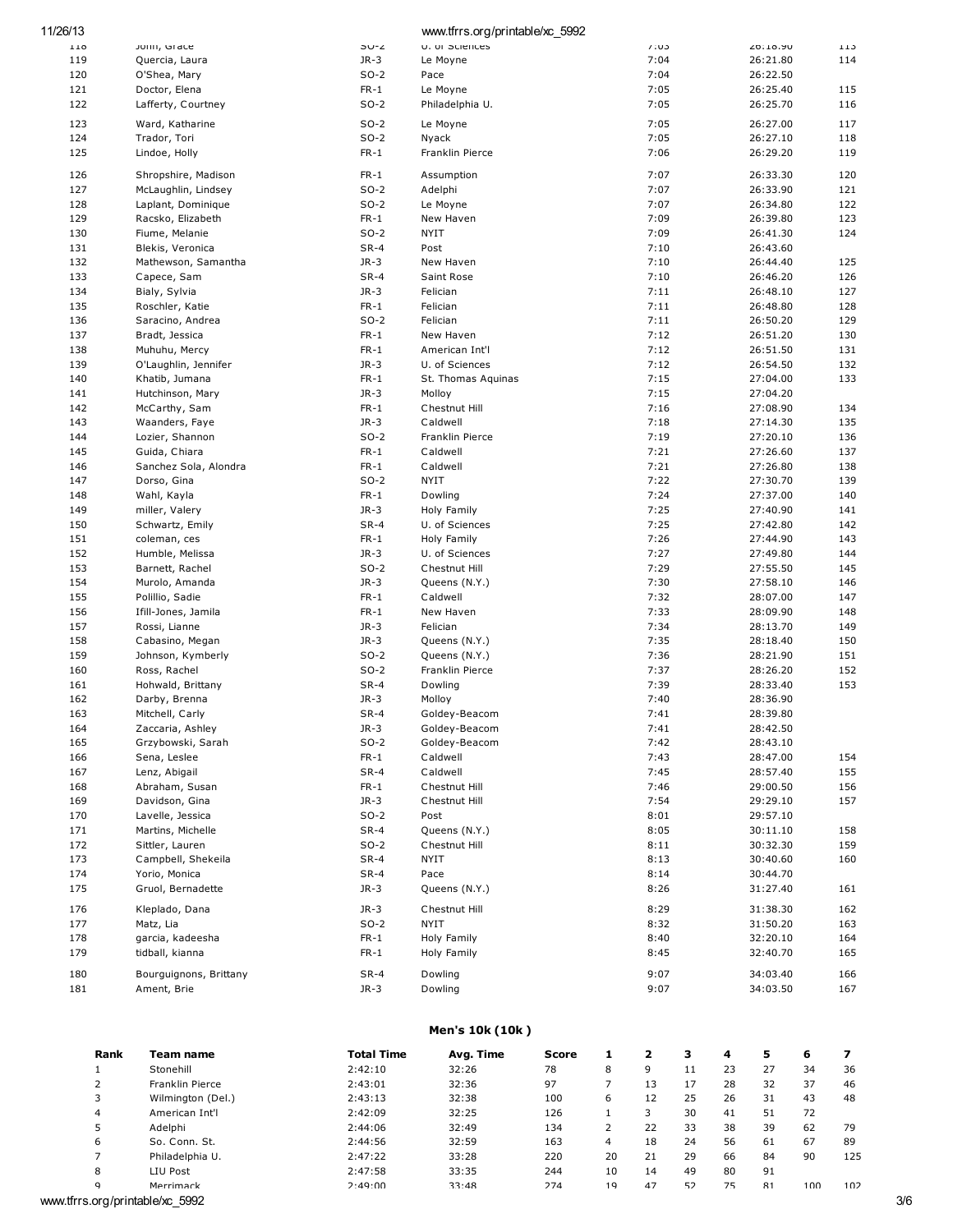| | | | | | | |
|---|---|---|---|---|---|---|
| 118 | John, Grace | SO-2 | U. of Sciences | 7:03 | 26:18.90 | 113 |
| 119 | Quercia, Laura | JR-3 | Le Moyne | 7:04 | 26:21.80 | 114 |
| 120 | O'Shea, Mary | SO-2 | Pace | 7:04 | 26:22.50 | |
| 121 | Doctor, Elena | FR-1 | Le Moyne | 7:05 | 26:25.40 | 115 |
| 122 | Lafferty, Courtney | SO-2 | Philadelphia U. | 7:05 | 26:25.70 | 116 |
| 123 | Ward, Katharine | SO-2 | Le Moyne | 7:05 | 26:27.00 | 117 |
| 124 | Trador, Tori | SO-2 | Nyack | 7:05 | 26:27.10 | 118 |
| 125 | Lindoe, Holly | FR-1 | Franklin Pierce | 7:06 | 26:29.20 | 119 |
| 126 | Shropshire, Madison | FR-1 | Assumption | 7:07 | 26:33.30 | 120 |
| 127 | McLaughlin, Lindsey | SO-2 | Adelphi | 7:07 | 26:33.90 | 121 |
| 128 | Laplant, Dominique | SO-2 | Le Moyne | 7:07 | 26:34.80 | 122 |
| 129 | Racsko, Elizabeth | FR-1 | New Haven | 7:09 | 26:39.80 | 123 |
| 130 | Fiume, Melanie | SO-2 | NYIT | 7:09 | 26:41.30 | 124 |
| 131 | Blekis, Veronica | SR-4 | Post | 7:10 | 26:43.60 | |
| 132 | Mathewson, Samantha | JR-3 | New Haven | 7:10 | 26:44.40 | 125 |
| 133 | Capece, Sam | SR-4 | Saint Rose | 7:10 | 26:46.20 | 126 |
| 134 | Bialy, Sylvia | JR-3 | Felician | 7:11 | 26:48.10 | 127 |
| 135 | Roschler, Katie | FR-1 | Felician | 7:11 | 26:48.80 | 128 |
| 136 | Saracino, Andrea | SO-2 | Felician | 7:11 | 26:50.20 | 129 |
| 137 | Bradt, Jessica | FR-1 | New Haven | 7:12 | 26:51.20 | 130 |
| 138 | Muhuhu, Mercy | FR-1 | American Int'l | 7:12 | 26:51.50 | 131 |
| 139 | O'Laughlin, Jennifer | JR-3 | U. of Sciences | 7:12 | 26:54.50 | 132 |
| 140 | Khatib, Jumana | FR-1 | St. Thomas Aquinas | 7:15 | 27:04.00 | 133 |
| 141 | Hutchinson, Mary | JR-3 | Molloy | 7:15 | 27:04.20 | |
| 142 | McCarthy, Sam | FR-1 | Chestnut Hill | 7:16 | 27:08.90 | 134 |
| 143 | Waanders, Faye | JR-3 | Caldwell | 7:18 | 27:14.30 | 135 |
| 144 | Lozier, Shannon | SO-2 | Franklin Pierce | 7:19 | 27:20.10 | 136 |
| 145 | Guida, Chiara | FR-1 | Caldwell | 7:21 | 27:26.60 | 137 |
| 146 | Sanchez Sola, Alondra | FR-1 | Caldwell | 7:21 | 27:26.80 | 138 |
| 147 | Dorso, Gina | SO-2 | NYIT | 7:22 | 27:30.70 | 139 |
| 148 | Wahl, Kayla | FR-1 | Dowling | 7:24 | 27:37.00 | 140 |
| 149 | miller, Valery | JR-3 | Holy Family | 7:25 | 27:40.90 | 141 |
| 150 | Schwartz, Emily | SR-4 | U. of Sciences | 7:25 | 27:42.80 | 142 |
| 151 | coleman, ces | FR-1 | Holy Family | 7:26 | 27:44.90 | 143 |
| 152 | Humble, Melissa | JR-3 | U. of Sciences | 7:27 | 27:49.80 | 144 |
| 153 | Barnett, Rachel | SO-2 | Chestnut Hill | 7:29 | 27:55.50 | 145 |
| 154 | Murolo, Amanda | JR-3 | Queens (N.Y.) | 7:30 | 27:58.10 | 146 |
| 155 | Polillio, Sadie | FR-1 | Caldwell | 7:32 | 28:07.00 | 147 |
| 156 | Ifill-Jones, Jamila | FR-1 | New Haven | 7:33 | 28:09.90 | 148 |
| 157 | Rossi, Lianne | JR-3 | Felician | 7:34 | 28:13.70 | 149 |
| 158 | Cabasino, Megan | JR-3 | Queens (N.Y.) | 7:35 | 28:18.40 | 150 |
| 159 | Johnson, Kymberly | SO-2 | Queens (N.Y.) | 7:36 | 28:21.90 | 151 |
| 160 | Ross, Rachel | SO-2 | Franklin Pierce | 7:37 | 28:26.20 | 152 |
| 161 | Hohwald, Brittany | SR-4 | Dowling | 7:39 | 28:33.40 | 153 |
| 162 | Darby, Brenna | JR-3 | Molloy | 7:40 | 28:36.90 | |
| 163 | Mitchell, Carly | SR-4 | Goldey-Beacom | 7:41 | 28:39.80 | |
| 164 | Zaccaria, Ashley | JR-3 | Goldey-Beacom | 7:41 | 28:42.50 | |
| 165 | Grzybowski, Sarah | SO-2 | Goldey-Beacom | 7:42 | 28:43.10 | |
| 166 | Sena, Leslee | FR-1 | Caldwell | 7:43 | 28:47.00 | 154 |
| 167 | Lenz, Abigail | SR-4 | Caldwell | 7:45 | 28:57.40 | 155 |
| 168 | Abraham, Susan | FR-1 | Chestnut Hill | 7:46 | 29:00.50 | 156 |
| 169 | Davidson, Gina | JR-3 | Chestnut Hill | 7:54 | 29:29.10 | 157 |
| 170 | Lavelle, Jessica | SO-2 | Post | 8:01 | 29:57.10 | |
| 171 | Martins, Michelle | SR-4 | Queens (N.Y.) | 8:05 | 30:11.10 | 158 |
| 172 | Sittler, Lauren | SO-2 | Chestnut Hill | 8:11 | 30:32.30 | 159 |
| 173 | Campbell, Shekeila | SR-4 | NYIT | 8:13 | 30:40.60 | 160 |
| 174 | Yorio, Monica | SR-4 | Pace | 8:14 | 30:44.70 | |
| 175 | Gruol, Bernadette | JR-3 | Queens (N.Y.) | 8:26 | 31:27.40 | 161 |
| 176 | Kleplado, Dana | JR-3 | Chestnut Hill | 8:29 | 31:38.30 | 162 |
| 177 | Matz, Lia | SO-2 | NYIT | 8:32 | 31:50.20 | 163 |
| 178 | garcia, kadeesha | FR-1 | Holy Family | 8:40 | 32:20.10 | 164 |
| 179 | tidball, kianna | FR-1 | Holy Family | 8:45 | 32:40.70 | 165 |
| 180 | Bourguignons, Brittany | SR-4 | Dowling | 9:07 | 34:03.40 | 166 |
| 181 | Ament, Brie | JR-3 | Dowling | 9:07 | 34:03.50 | 167 |

## Men's 10k (10k )

| Rank | Team name | Total Time | Avg. Time | Score | 1 | 2 | 3 | 4 | 5 | 6 | 7 |
|---|---|---|---|---|---|---|---|---|---|---|---|
| 1 | Stonehill | 2:42:10 | 32:26 | 78 | 8 | 9 | 11 | 23 | 27 | 34 | 36 |
| 2 | Franklin Pierce | 2:43:01 | 32:36 | 97 | 7 | 13 | 17 | 28 | 32 | 37 | 46 |
| 3 | Wilmington (Del.) | 2:43:13 | 32:38 | 100 | 6 | 12 | 25 | 26 | 31 | 43 | 48 |
| 4 | American Int'l | 2:42:09 | 32:25 | 126 | 1 | 3 | 30 | 41 | 51 | 72 | |
| 5 | Adelphi | 2:44:06 | 32:49 | 134 | 2 | 22 | 33 | 38 | 39 | 62 | 79 |
| 6 | So. Conn. St. | 2:44:56 | 32:59 | 163 | 4 | 18 | 24 | 56 | 61 | 67 | 89 |
| 7 | Philadelphia U. | 2:47:22 | 33:28 | 220 | 20 | 21 | 29 | 66 | 84 | 90 | 125 |
| 8 | LIU Post | 2:47:58 | 33:35 | 244 | 10 | 14 | 49 | 80 | 91 | | |
| 9 | Merrimack | 2:49:00 | 33:48 | 274 | 19 | 47 | 52 | 75 | 81 | 100 | 102 |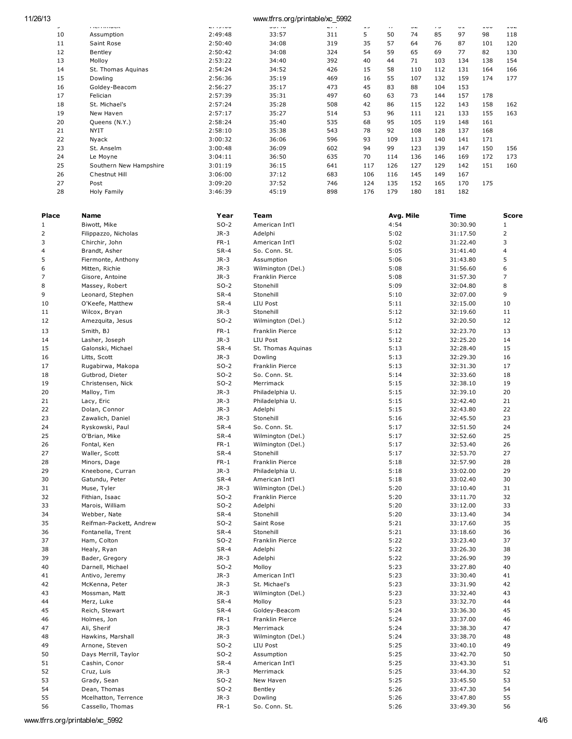| | | | | | | | | | | | |
|---|---|---|---|---|---|---|---|---|---|---|---|
| 10 | Assumption | 2:49:48 | 33:57 | 311 | 5 | 50 | 74 | 85 | 97 | 98 | 118 |
| 11 | Saint Rose | 2:50:40 | 34:08 | 319 | 35 | 57 | 64 | 76 | 87 | 101 | 120 |
| 12 | Bentley | 2:50:42 | 34:08 | 324 | 54 | 59 | 65 | 69 | 77 | 82 | 130 |
| 13 | Molloy | 2:53:22 | 34:40 | 392 | 40 | 44 | 71 | 103 | 134 | 138 | 154 |
| 14 | St. Thomas Aquinas | 2:54:24 | 34:52 | 426 | 15 | 58 | 110 | 112 | 131 | 164 | 166 |
| 15 | Dowling | 2:56:36 | 35:19 | 469 | 16 | 55 | 107 | 132 | 159 | 174 | 177 |
| 16 | Goldey-Beacom | 2:56:27 | 35:17 | 473 | 45 | 83 | 88 | 104 | 153 | | |
| 17 | Felician | 2:57:39 | 35:31 | 497 | 60 | 63 | 73 | 144 | 157 | 178 | |
| 18 | St. Michael's | 2:57:24 | 35:28 | 508 | 42 | 86 | 115 | 122 | 143 | 158 | 162 |
| 19 | New Haven | 2:57:17 | 35:27 | 514 | 53 | 96 | 111 | 121 | 133 | 155 | 163 |
| 20 | Queens (N.Y.) | 2:58:24 | 35:40 | 535 | 68 | 95 | 105 | 119 | 148 | 161 | |
| 21 | NYIT | 2:58:10 | 35:38 | 543 | 78 | 92 | 108 | 128 | 137 | 168 | |
| 22 | Nyack | 3:00:32 | 36:06 | 596 | 93 | 109 | 113 | 140 | 141 | 171 | |
| 23 | St. Anselm | 3:00:48 | 36:09 | 602 | 94 | 99 | 123 | 139 | 147 | 150 | 156 |
| 24 | Le Moyne | 3:04:11 | 36:50 | 635 | 70 | 114 | 136 | 146 | 169 | 172 | 173 |
| 25 | Southern New Hampshire | 3:01:19 | 36:15 | 641 | 117 | 126 | 127 | 129 | 142 | 151 | 160 |
| 26 | Chestnut Hill | 3:06:00 | 37:12 | 683 | 106 | 116 | 145 | 149 | 167 | | |
| 27 | Post | 3:09:20 | 37:52 | 746 | 124 | 135 | 152 | 165 | 170 | 175 | |
| 28 | Holy Family | 3:46:39 | 45:19 | 898 | 176 | 179 | 180 | 181 | 182 | | |

| Place | Name | Year | Team | Avg. Mile | Time | Score |
|---|---|---|---|---|---|---|
| 1 | Biwott, Mike | SO-2 | American Int'l | 4:54 | 30:30.90 | 1 |
| 2 | Filippazzo, Nicholas | JR-3 | Adelphi | 5:02 | 31:17.50 | 2 |
| 3 | Chirchir, John | FR-1 | American Int'l | 5:02 | 31:22.40 | 3 |
| 4 | Brandt, Asher | SR-4 | So. Conn. St. | 5:05 | 31:41.40 | 4 |
| 5 | Fiermonte, Anthony | JR-3 | Assumption | 5:06 | 31:43.80 | 5 |
| 6 | Mitten, Richie | JR-3 | Wilmington (Del.) | 5:08 | 31:56.60 | 6 |
| 7 | Gisore, Antoine | JR-3 | Franklin Pierce | 5:08 | 31:57.30 | 7 |
| 8 | Massey, Robert | SO-2 | Stonehill | 5:09 | 32:04.80 | 8 |
| 9 | Leonard, Stephen | SR-4 | Stonehill | 5:10 | 32:07.00 | 9 |
| 10 | O'Keefe, Matthew | SR-4 | LIU Post | 5:11 | 32:15.00 | 10 |
| 11 | Wilcox, Bryan | JR-3 | Stonehill | 5:12 | 32:19.60 | 11 |
| 12 | Amezquita, Jesus | SO-2 | Wilmington (Del.) | 5:12 | 32:20.50 | 12 |
| 13 | Smith, BJ | FR-1 | Franklin Pierce | 5:12 | 32:23.70 | 13 |
| 14 | Lasher, Joseph | JR-3 | LIU Post | 5:12 | 32:25.20 | 14 |
| 15 | Galonski, Michael | SR-4 | St. Thomas Aquinas | 5:13 | 32:28.40 | 15 |
| 16 | Litts, Scott | JR-3 | Dowling | 5:13 | 32:29.30 | 16 |
| 17 | Rugabirwa, Makopa | SO-2 | Franklin Pierce | 5:13 | 32:31.30 | 17 |
| 18 | Gutbrod, Dieter | SO-2 | So. Conn. St. | 5:14 | 32:33.60 | 18 |
| 19 | Christensen, Nick | SO-2 | Merrimack | 5:15 | 32:38.10 | 19 |
| 20 | Malloy, Tim | JR-3 | Philadelphia U. | 5:15 | 32:39.10 | 20 |
| 21 | Lacy, Eric | JR-3 | Philadelphia U. | 5:15 | 32:42.40 | 21 |
| 22 | Dolan, Connor | JR-3 | Adelphi | 5:15 | 32:43.80 | 22 |
| 23 | Zawalich, Daniel | JR-3 | Stonehill | 5:16 | 32:45.50 | 23 |
| 24 | Ryskowski, Paul | SR-4 | So. Conn. St. | 5:17 | 32:51.50 | 24 |
| 25 | O'Brian, Mike | SR-4 | Wilmington (Del.) | 5:17 | 32:52.60 | 25 |
| 26 | Fontal, Ken | FR-1 | Wilmington (Del.) | 5:17 | 32:53.40 | 26 |
| 27 | Waller, Scott | SR-4 | Stonehill | 5:17 | 32:53.70 | 27 |
| 28 | Minors, Dage | FR-1 | Franklin Pierce | 5:18 | 32:57.90 | 28 |
| 29 | Kneebone, Curran | JR-3 | Philadelphia U. | 5:18 | 33:02.00 | 29 |
| 30 | Gatundu, Peter | SR-4 | American Int'l | 5:18 | 33:02.40 | 30 |
| 31 | Muse, Tyler | JR-3 | Wilmington (Del.) | 5:20 | 33:10.40 | 31 |
| 32 | Fithian, Isaac | SO-2 | Franklin Pierce | 5:20 | 33:11.70 | 32 |
| 33 | Marois, William | SO-2 | Adelphi | 5:20 | 33:12.00 | 33 |
| 34 | Webber, Nate | SR-4 | Stonehill | 5:20 | 33:13.40 | 34 |
| 35 | Reifman-Packett, Andrew | SO-2 | Saint Rose | 5:21 | 33:17.60 | 35 |
| 36 | Fontanella, Trent | SR-4 | Stonehill | 5:21 | 33:18.60 | 36 |
| 37 | Ham, Colton | SO-2 | Franklin Pierce | 5:22 | 33:23.40 | 37 |
| 38 | Healy, Ryan | SR-4 | Adelphi | 5:22 | 33:26.30 | 38 |
| 39 | Bader, Gregory | JR-3 | Adelphi | 5:22 | 33:26.90 | 39 |
| 40 | Darnell, Michael | SO-2 | Molloy | 5:23 | 33:27.80 | 40 |
| 41 | Antivo, Jeremy | JR-3 | American Int'l | 5:23 | 33:30.40 | 41 |
| 42 | McKenna, Peter | JR-3 | St. Michael's | 5:23 | 33:31.90 | 42 |
| 43 | Mossman, Matt | JR-3 | Wilmington (Del.) | 5:23 | 33:32.40 | 43 |
| 44 | Merz, Luke | SR-4 | Molloy | 5:23 | 33:32.70 | 44 |
| 45 | Reich, Stewart | SR-4 | Goldey-Beacom | 5:24 | 33:36.30 | 45 |
| 46 | Holmes, Jon | FR-1 | Franklin Pierce | 5:24 | 33:37.00 | 46 |
| 47 | Ali, Sherif | JR-3 | Merrimack | 5:24 | 33:38.30 | 47 |
| 48 | Hawkins, Marshall | JR-3 | Wilmington (Del.) | 5:24 | 33:38.70 | 48 |
| 49 | Arnone, Steven | SO-2 | LIU Post | 5:25 | 33:40.10 | 49 |
| 50 | Days Merrill, Taylor | SO-2 | Assumption | 5:25 | 33:42.70 | 50 |
| 51 | Cashin, Conor | SR-4 | American Int'l | 5:25 | 33:43.30 | 51 |
| 52 | Cruz, Luis | JR-3 | Merrimack | 5:25 | 33:44.30 | 52 |
| 53 | Grady, Sean | SO-2 | New Haven | 5:25 | 33:45.50 | 53 |
| 54 | Dean, Thomas | SO-2 | Bentley | 5:26 | 33:47.30 | 54 |
| 55 | Mcelhatton, Terrence | JR-3 | Dowling | 5:26 | 33:47.80 | 55 |
| 56 | Cassello, Thomas | FR-1 | So. Conn. St. | 5:26 | 33:49.30 | 56 |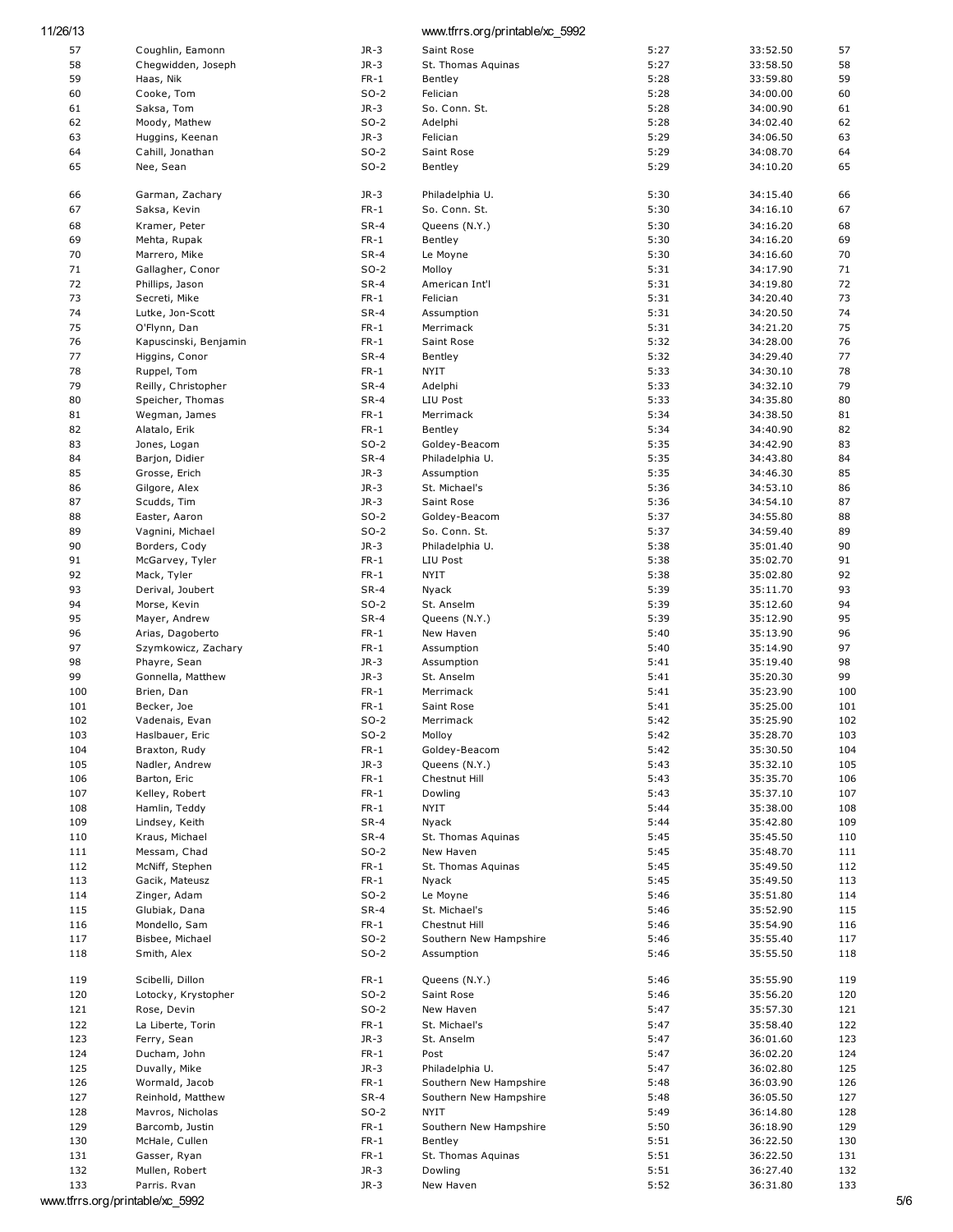| | | | | | | |
|---|---|---|---|---|---|---|
| 57 | Coughlin, Eamonn | JR-3 | Saint Rose | 5:27 | 33:52.50 | 57 |
| 58 | Chegwidden, Joseph | JR-3 | St. Thomas Aquinas | 5:27 | 33:58.50 | 58 |
| 59 | Haas, Nik | FR-1 | Bentley | 5:28 | 33:59.80 | 59 |
| 60 | Cooke, Tom | SO-2 | Felician | 5:28 | 34:00.00 | 60 |
| 61 | Saksa, Tom | JR-3 | So. Conn. St. | 5:28 | 34:00.90 | 61 |
| 62 | Moody, Mathew | SO-2 | Adelphi | 5:28 | 34:02.40 | 62 |
| 63 | Huggins, Keenan | JR-3 | Felician | 5:29 | 34:06.50 | 63 |
| 64 | Cahill, Jonathan | SO-2 | Saint Rose | 5:29 | 34:08.70 | 64 |
| 65 | Nee, Sean | SO-2 | Bentley | 5:29 | 34:10.20 | 65 |
| 66 | Garman, Zachary | JR-3 | Philadelphia U. | 5:30 | 34:15.40 | 66 |
| 67 | Saksa, Kevin | FR-1 | So. Conn. St. | 5:30 | 34:16.10 | 67 |
| 68 | Kramer, Peter | SR-4 | Queens (N.Y.) | 5:30 | 34:16.20 | 68 |
| 69 | Mehta, Rupak | FR-1 | Bentley | 5:30 | 34:16.20 | 69 |
| 70 | Marrero, Mike | SR-4 | Le Moyne | 5:30 | 34:16.60 | 70 |
| 71 | Gallagher, Conor | SO-2 | Molloy | 5:31 | 34:17.90 | 71 |
| 72 | Phillips, Jason | SR-4 | American Int'l | 5:31 | 34:19.80 | 72 |
| 73 | Secreti, Mike | FR-1 | Felician | 5:31 | 34:20.40 | 73 |
| 74 | Lutke, Jon-Scott | SR-4 | Assumption | 5:31 | 34:20.50 | 74 |
| 75 | O'Flynn, Dan | FR-1 | Merrimack | 5:31 | 34:21.20 | 75 |
| 76 | Kapuscinski, Benjamin | FR-1 | Saint Rose | 5:32 | 34:28.00 | 76 |
| 77 | Higgins, Conor | SR-4 | Bentley | 5:32 | 34:29.40 | 77 |
| 78 | Ruppel, Tom | FR-1 | NYIT | 5:33 | 34:30.10 | 78 |
| 79 | Reilly, Christopher | SR-4 | Adelphi | 5:33 | 34:32.10 | 79 |
| 80 | Speicher, Thomas | SR-4 | LIU Post | 5:33 | 34:35.80 | 80 |
| 81 | Wegman, James | FR-1 | Merrimack | 5:34 | 34:38.50 | 81 |
| 82 | Alatalo, Erik | FR-1 | Bentley | 5:34 | 34:40.90 | 82 |
| 83 | Jones, Logan | SO-2 | Goldey-Beacom | 5:35 | 34:42.90 | 83 |
| 84 | Barjon, Didier | SR-4 | Philadelphia U. | 5:35 | 34:43.80 | 84 |
| 85 | Grosse, Erich | JR-3 | Assumption | 5:35 | 34:46.30 | 85 |
| 86 | Gilgore, Alex | JR-3 | St. Michael's | 5:36 | 34:53.10 | 86 |
| 87 | Scudds, Tim | JR-3 | Saint Rose | 5:36 | 34:54.10 | 87 |
| 88 | Easter, Aaron | SO-2 | Goldey-Beacom | 5:37 | 34:55.80 | 88 |
| 89 | Vagnini, Michael | SO-2 | So. Conn. St. | 5:37 | 34:59.40 | 89 |
| 90 | Borders, Cody | JR-3 | Philadelphia U. | 5:38 | 35:01.40 | 90 |
| 91 | McGarvey, Tyler | FR-1 | LIU Post | 5:38 | 35:02.70 | 91 |
| 92 | Mack, Tyler | FR-1 | NYIT | 5:38 | 35:02.80 | 92 |
| 93 | Derival, Joubert | SR-4 | Nyack | 5:39 | 35:11.70 | 93 |
| 94 | Morse, Kevin | SO-2 | St. Anselm | 5:39 | 35:12.60 | 94 |
| 95 | Mayer, Andrew | SR-4 | Queens (N.Y.) | 5:39 | 35:12.90 | 95 |
| 96 | Arias, Dagoberto | FR-1 | New Haven | 5:40 | 35:13.90 | 96 |
| 97 | Szymkowicz, Zachary | FR-1 | Assumption | 5:40 | 35:14.90 | 97 |
| 98 | Phayre, Sean | JR-3 | Assumption | 5:41 | 35:19.40 | 98 |
| 99 | Gonnella, Matthew | JR-3 | St. Anselm | 5:41 | 35:20.30 | 99 |
| 100 | Brien, Dan | FR-1 | Merrimack | 5:41 | 35:23.90 | 100 |
| 101 | Becker, Joe | FR-1 | Saint Rose | 5:41 | 35:25.00 | 101 |
| 102 | Vadenais, Evan | SO-2 | Merrimack | 5:42 | 35:25.90 | 102 |
| 103 | Haslbauer, Eric | SO-2 | Molloy | 5:42 | 35:28.70 | 103 |
| 104 | Braxton, Rudy | FR-1 | Goldey-Beacom | 5:42 | 35:30.50 | 104 |
| 105 | Nadler, Andrew | JR-3 | Queens (N.Y.) | 5:43 | 35:32.10 | 105 |
| 106 | Barton, Eric | FR-1 | Chestnut Hill | 5:43 | 35:35.70 | 106 |
| 107 | Kelley, Robert | FR-1 | Dowling | 5:43 | 35:37.10 | 107 |
| 108 | Hamlin, Teddy | FR-1 | NYIT | 5:44 | 35:38.00 | 108 |
| 109 | Lindsey, Keith | SR-4 | Nyack | 5:44 | 35:42.80 | 109 |
| 110 | Kraus, Michael | SR-4 | St. Thomas Aquinas | 5:45 | 35:45.50 | 110 |
| 111 | Messam, Chad | SO-2 | New Haven | 5:45 | 35:48.70 | 111 |
| 112 | McNiff, Stephen | FR-1 | St. Thomas Aquinas | 5:45 | 35:49.50 | 112 |
| 113 | Gacik, Mateusz | FR-1 | Nyack | 5:45 | 35:49.50 | 113 |
| 114 | Zinger, Adam | SO-2 | Le Moyne | 5:46 | 35:51.80 | 114 |
| 115 | Glubiak, Dana | SR-4 | St. Michael's | 5:46 | 35:52.90 | 115 |
| 116 | Mondello, Sam | FR-1 | Chestnut Hill | 5:46 | 35:54.90 | 116 |
| 117 | Bisbee, Michael | SO-2 | Southern New Hampshire | 5:46 | 35:55.40 | 117 |
| 118 | Smith, Alex | SO-2 | Assumption | 5:46 | 35:55.50 | 118 |
| 119 | Scibelli, Dillon | FR-1 | Queens (N.Y.) | 5:46 | 35:55.90 | 119 |
| 120 | Lotocky, Krystopher | SO-2 | Saint Rose | 5:46 | 35:56.20 | 120 |
| 121 | Rose, Devin | SO-2 | New Haven | 5:47 | 35:57.30 | 121 |
| 122 | La Liberte, Torin | FR-1 | St. Michael's | 5:47 | 35:58.40 | 122 |
| 123 | Ferry, Sean | JR-3 | St. Anselm | 5:47 | 36:01.60 | 123 |
| 124 | Ducham, John | FR-1 | Post | 5:47 | 36:02.20 | 124 |
| 125 | Duvally, Mike | JR-3 | Philadelphia U. | 5:47 | 36:02.80 | 125 |
| 126 | Wormald, Jacob | FR-1 | Southern New Hampshire | 5:48 | 36:03.90 | 126 |
| 127 | Reinhold, Matthew | SR-4 | Southern New Hampshire | 5:48 | 36:05.50 | 127 |
| 128 | Mavros, Nicholas | SO-2 | NYIT | 5:49 | 36:14.80 | 128 |
| 129 | Barcomb, Justin | FR-1 | Southern New Hampshire | 5:50 | 36:18.90 | 129 |
| 130 | McHale, Cullen | FR-1 | Bentley | 5:51 | 36:22.50 | 130 |
| 131 | Gasser, Ryan | FR-1 | St. Thomas Aquinas | 5:51 | 36:22.50 | 131 |
| 132 | Mullen, Robert | JR-3 | Dowling | 5:51 | 36:27.40 | 132 |
| 133 | Parris. Rvan | JR-3 | New Haven | 5:52 | 36:31.80 | 133 |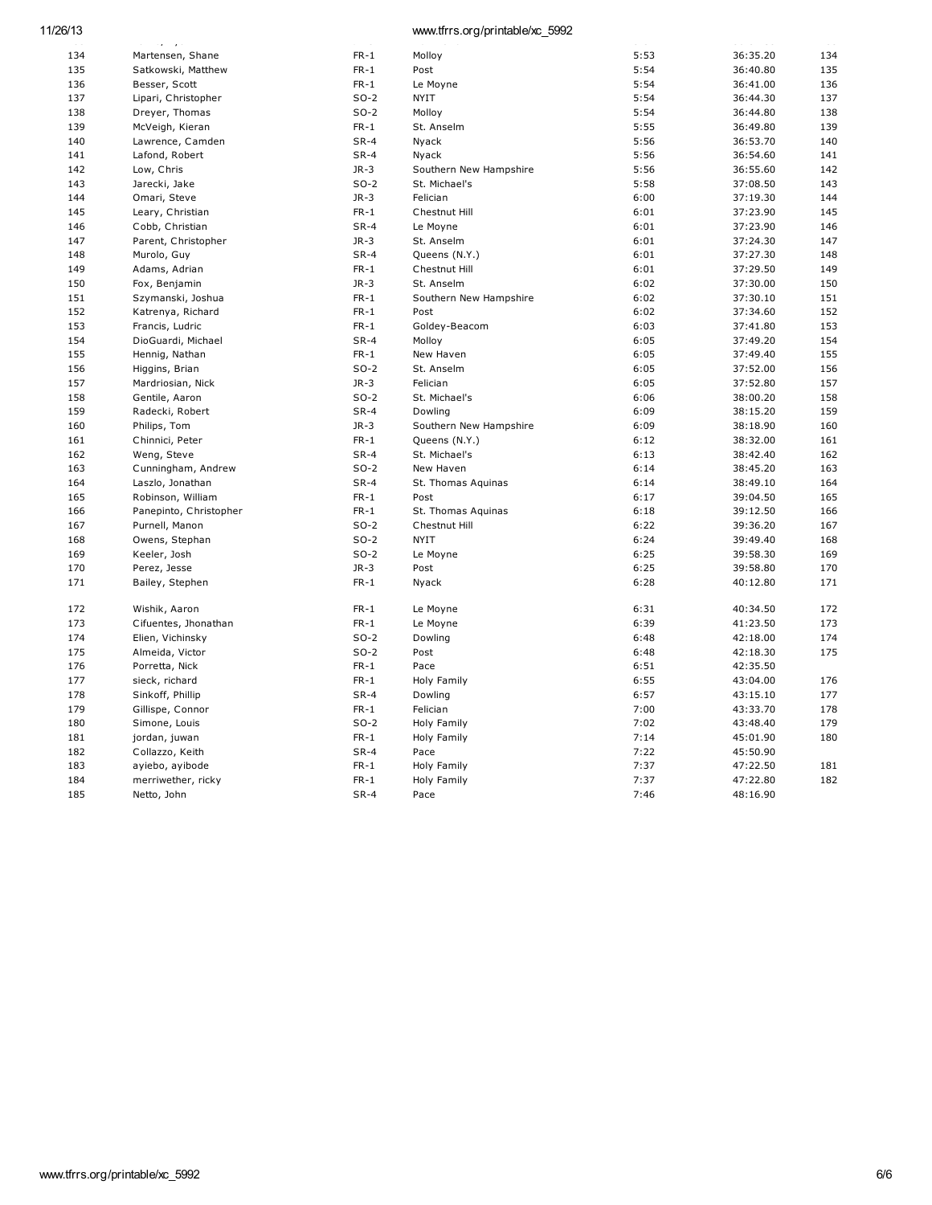| | | | | | | |
|---|---|---|---|---|---|---|
| 134 | Martensen, Shane | FR-1 | Molloy | 5:53 | 36:35.20 | 134 |
| 135 | Satkowski, Matthew | FR-1 | Post | 5:54 | 36:40.80 | 135 |
| 136 | Besser, Scott | FR-1 | Le Moyne | 5:54 | 36:41.00 | 136 |
| 137 | Lipari, Christopher | SO-2 | NYIT | 5:54 | 36:44.30 | 137 |
| 138 | Dreyer, Thomas | SO-2 | Molloy | 5:54 | 36:44.80 | 138 |
| 139 | McVeigh, Kieran | FR-1 | St. Anselm | 5:55 | 36:49.80 | 139 |
| 140 | Lawrence, Camden | SR-4 | Nyack | 5:56 | 36:53.70 | 140 |
| 141 | Lafond, Robert | SR-4 | Nyack | 5:56 | 36:54.60 | 141 |
| 142 | Low, Chris | JR-3 | Southern New Hampshire | 5:56 | 36:55.60 | 142 |
| 143 | Jarecki, Jake | SO-2 | St. Michael's | 5:58 | 37:08.50 | 143 |
| 144 | Omari, Steve | JR-3 | Felician | 6:00 | 37:19.30 | 144 |
| 145 | Leary, Christian | FR-1 | Chestnut Hill | 6:01 | 37:23.90 | 145 |
| 146 | Cobb, Christian | SR-4 | Le Moyne | 6:01 | 37:23.90 | 146 |
| 147 | Parent, Christopher | JR-3 | St. Anselm | 6:01 | 37:24.30 | 147 |
| 148 | Murolo, Guy | SR-4 | Queens (N.Y.) | 6:01 | 37:27.30 | 148 |
| 149 | Adams, Adrian | FR-1 | Chestnut Hill | 6:01 | 37:29.50 | 149 |
| 150 | Fox, Benjamin | JR-3 | St. Anselm | 6:02 | 37:30.00 | 150 |
| 151 | Szymanski, Joshua | FR-1 | Southern New Hampshire | 6:02 | 37:30.10 | 151 |
| 152 | Katrenya, Richard | FR-1 | Post | 6:02 | 37:34.60 | 152 |
| 153 | Francis, Ludric | FR-1 | Goldey-Beacom | 6:03 | 37:41.80 | 153 |
| 154 | DioGuardi, Michael | SR-4 | Molloy | 6:05 | 37:49.20 | 154 |
| 155 | Hennig, Nathan | FR-1 | New Haven | 6:05 | 37:49.40 | 155 |
| 156 | Higgins, Brian | SO-2 | St. Anselm | 6:05 | 37:52.00 | 156 |
| 157 | Mardriosian, Nick | JR-3 | Felician | 6:05 | 37:52.80 | 157 |
| 158 | Gentile, Aaron | SO-2 | St. Michael's | 6:06 | 38:00.20 | 158 |
| 159 | Radecki, Robert | SR-4 | Dowling | 6:09 | 38:15.20 | 159 |
| 160 | Philips, Tom | JR-3 | Southern New Hampshire | 6:09 | 38:18.90 | 160 |
| 161 | Chinnici, Peter | FR-1 | Queens (N.Y.) | 6:12 | 38:32.00 | 161 |
| 162 | Weng, Steve | SR-4 | St. Michael's | 6:13 | 38:42.40 | 162 |
| 163 | Cunningham, Andrew | SO-2 | New Haven | 6:14 | 38:45.20 | 163 |
| 164 | Laszlo, Jonathan | SR-4 | St. Thomas Aquinas | 6:14 | 38:49.10 | 164 |
| 165 | Robinson, William | FR-1 | Post | 6:17 | 39:04.50 | 165 |
| 166 | Panepinto, Christopher | FR-1 | St. Thomas Aquinas | 6:18 | 39:12.50 | 166 |
| 167 | Purnell, Manon | SO-2 | Chestnut Hill | 6:22 | 39:36.20 | 167 |
| 168 | Owens, Stephan | SO-2 | NYIT | 6:24 | 39:49.40 | 168 |
| 169 | Keeler, Josh | SO-2 | Le Moyne | 6:25 | 39:58.30 | 169 |
| 170 | Perez, Jesse | JR-3 | Post | 6:25 | 39:58.80 | 170 |
| 171 | Bailey, Stephen | FR-1 | Nyack | 6:28 | 40:12.80 | 171 |
| 172 | Wishik, Aaron | FR-1 | Le Moyne | 6:31 | 40:34.50 | 172 |
| 173 | Cifuentes, Jhonathan | FR-1 | Le Moyne | 6:39 | 41:23.50 | 173 |
| 174 | Elien, Vichinsky | SO-2 | Dowling | 6:48 | 42:18.00 | 174 |
| 175 | Almeida, Victor | SO-2 | Post | 6:48 | 42:18.30 | 175 |
| 176 | Porretta, Nick | FR-1 | Pace | 6:51 | 42:35.50 | |
| 177 | sieck, richard | FR-1 | Holy Family | 6:55 | 43:04.00 | 176 |
| 178 | Sinkoff, Phillip | SR-4 | Dowling | 6:57 | 43:15.10 | 177 |
| 179 | Gillispe, Connor | FR-1 | Felician | 7:00 | 43:33.70 | 178 |
| 180 | Simone, Louis | SO-2 | Holy Family | 7:02 | 43:48.40 | 179 |
| 181 | jordan, juwan | FR-1 | Holy Family | 7:14 | 45:01.90 | 180 |
| 182 | Collazzo, Keith | SR-4 | Pace | 7:22 | 45:50.90 | |
| 183 | ayiebo, ayibode | FR-1 | Holy Family | 7:37 | 47:22.50 | 181 |
| 184 | merriwether, ricky | FR-1 | Holy Family | 7:37 | 47:22.80 | 182 |
| 185 | Netto, John | SR-4 | Pace | 7:46 | 48:16.90 | |